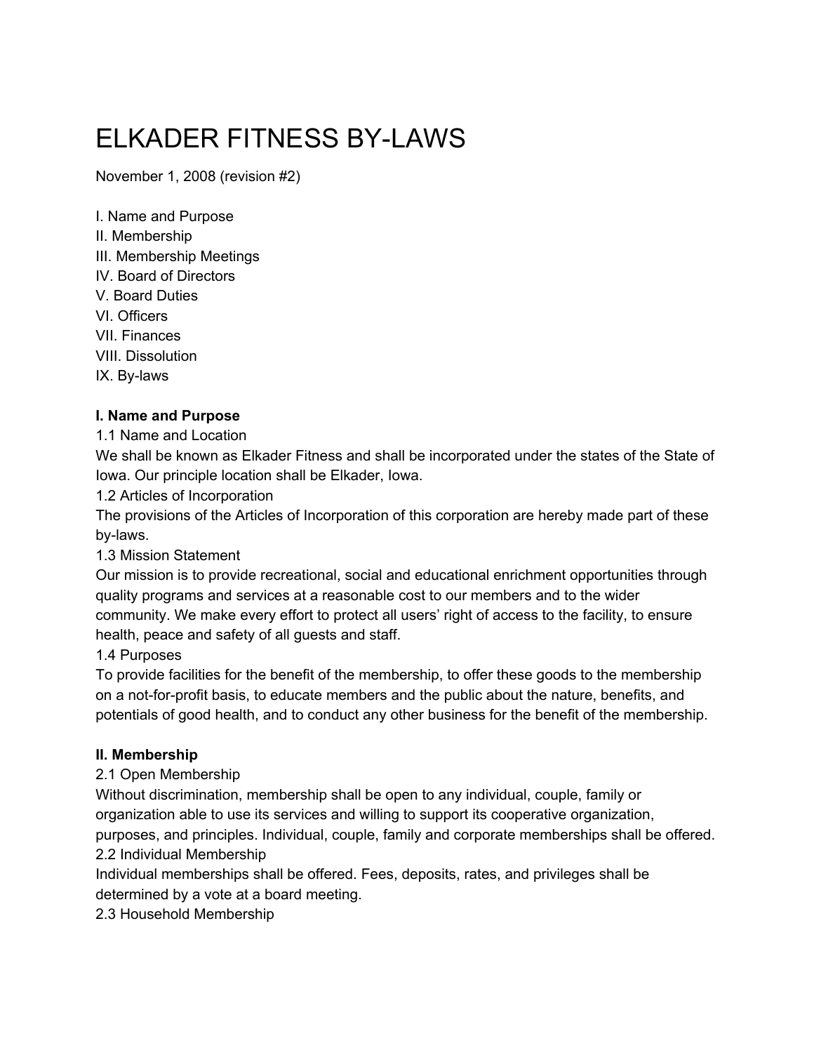# ELKADER FITNESS BY-LAWS

November 1, 2008 (revision #2)

I. Name and Purpose
II. Membership
III. Membership Meetings
IV. Board of Directors
V. Board Duties
VI. Officers
VII. Finances
VIII. Dissolution
IX. By-laws

**I. Name and Purpose**

1.1 Name and Location

We shall be known as Elkader Fitness and shall be incorporated under the states of the State of Iowa. Our principle location shall be Elkader, Iowa.

1.2 Articles of Incorporation

The provisions of the Articles of Incorporation of this corporation are hereby made part of these by-laws.

1.3 Mission Statement

Our mission is to provide recreational, social and educational enrichment opportunities through quality programs and services at a reasonable cost to our members and to the wider community. We make every effort to protect all users' right of access to the facility, to ensure health, peace and safety of all guests and staff.

1.4 Purposes

To provide facilities for the benefit of the membership, to offer these goods to the membership on a not-for-profit basis, to educate members and the public about the nature, benefits, and potentials of good health, and to conduct any other business for the benefit of the membership.

**II. Membership**

2.1 Open Membership

Without discrimination, membership shall be open to any individual, couple, family or organization able to use its services and willing to support its cooperative organization, purposes, and principles. Individual, couple, family and corporate memberships shall be offered.

2.2 Individual Membership

Individual memberships shall be offered. Fees, deposits, rates, and privileges shall be determined by a vote at a board meeting.

2.3 Household Membership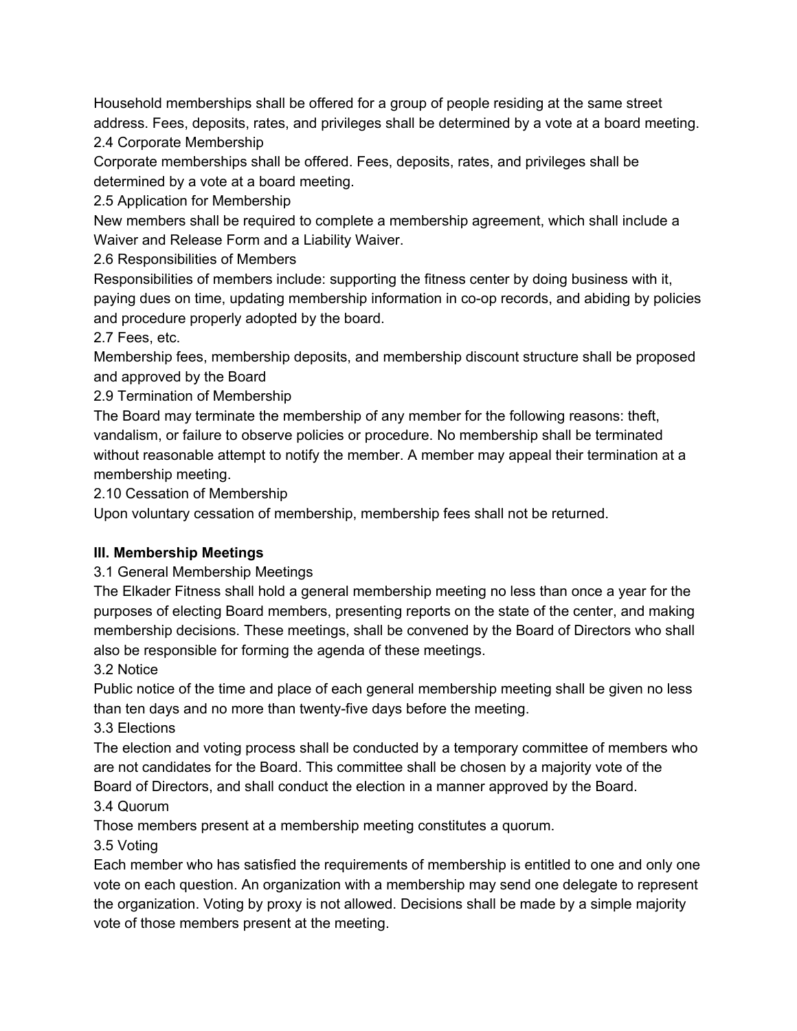Household memberships shall be offered for a group of people residing at the same street address. Fees, deposits, rates, and privileges shall be determined by a vote at a board meeting.

2.4 Corporate Membership

Corporate memberships shall be offered. Fees, deposits, rates, and privileges shall be determined by a vote at a board meeting.

2.5 Application for Membership

New members shall be required to complete a membership agreement, which shall include a Waiver and Release Form and a Liability Waiver.

2.6 Responsibilities of Members

Responsibilities of members include: supporting the fitness center by doing business with it, paying dues on time, updating membership information in co-op records, and abiding by policies and procedure properly adopted by the board.

2.7 Fees, etc.

Membership fees, membership deposits, and membership discount structure shall be proposed and approved by the Board

2.9 Termination of Membership

The Board may terminate the membership of any member for the following reasons: theft, vandalism, or failure to observe policies or procedure. No membership shall be terminated without reasonable attempt to notify the member. A member may appeal their termination at a membership meeting.

2.10 Cessation of Membership

Upon voluntary cessation of membership, membership fees shall not be returned.

## III. Membership Meetings

3.1 General Membership Meetings

The Elkader Fitness shall hold a general membership meeting no less than once a year for the purposes of electing Board members, presenting reports on the state of the center, and making membership decisions. These meetings, shall be convened by the Board of Directors who shall also be responsible for forming the agenda of these meetings.

3.2 Notice

Public notice of the time and place of each general membership meeting shall be given no less than ten days and no more than twenty-five days before the meeting.

3.3 Elections

The election and voting process shall be conducted by a temporary committee of members who are not candidates for the Board. This committee shall be chosen by a majority vote of the Board of Directors, and shall conduct the election in a manner approved by the Board.

3.4 Quorum

Those members present at a membership meeting constitutes a quorum.

3.5 Voting

Each member who has satisfied the requirements of membership is entitled to one and only one vote on each question. An organization with a membership may send one delegate to represent the organization. Voting by proxy is not allowed. Decisions shall be made by a simple majority vote of those members present at the meeting.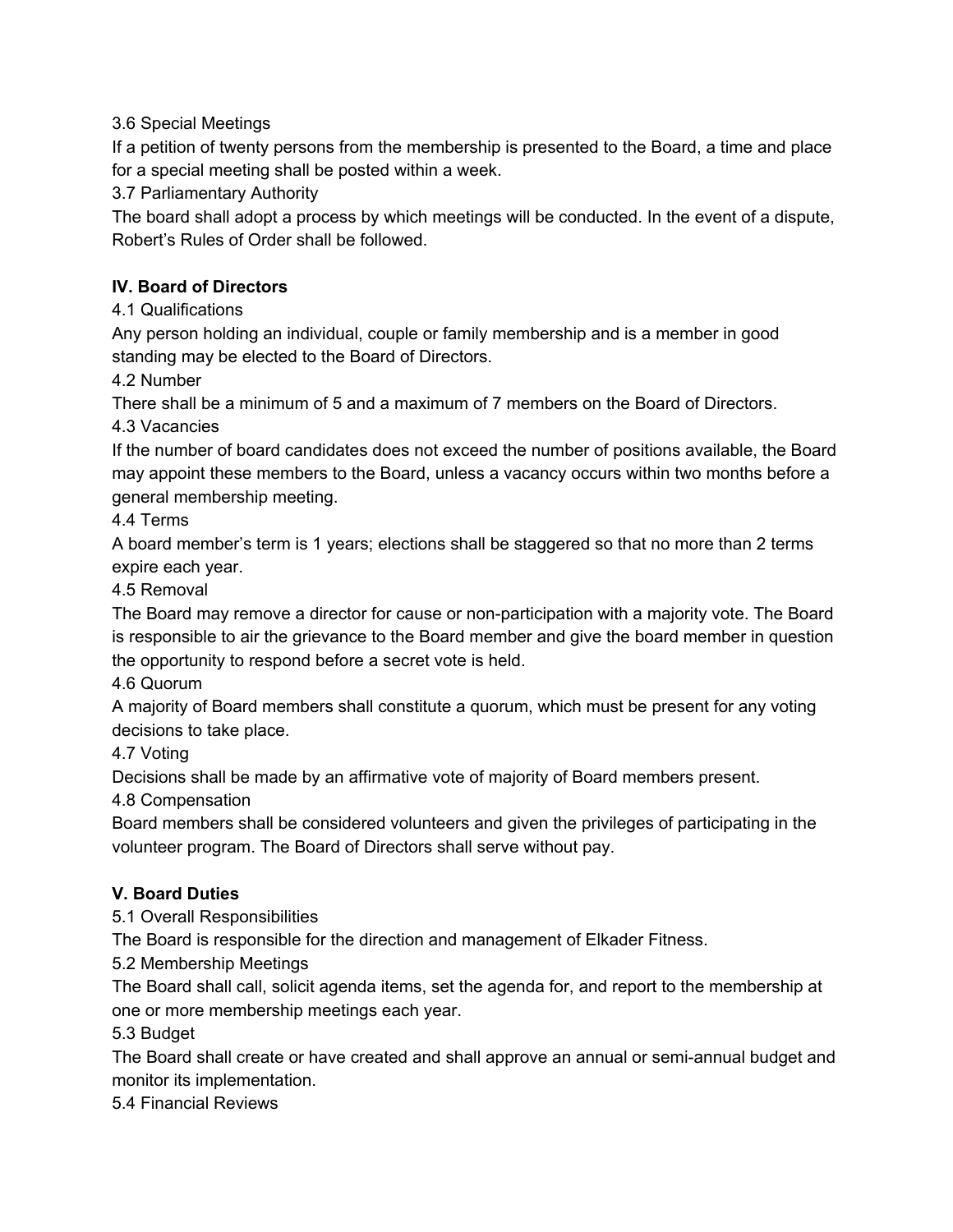3.6 Special Meetings

If a petition of twenty persons from the membership is presented to the Board, a time and place for a special meeting shall be posted within a week.

3.7 Parliamentary Authority

The board shall adopt a process by which meetings will be conducted. In the event of a dispute, Robert's Rules of Order shall be followed.

## IV. Board of Directors

4.1 Qualifications

Any person holding an individual, couple or family membership and is a member in good standing may be elected to the Board of Directors.

4.2 Number

There shall be a minimum of 5 and a maximum of 7 members on the Board of Directors.

4.3 Vacancies

If the number of board candidates does not exceed the number of positions available, the Board may appoint these members to the Board, unless a vacancy occurs within two months before a general membership meeting.

4.4 Terms

A board member's term is 1 years; elections shall be staggered so that no more than 2 terms expire each year.

4.5 Removal

The Board may remove a director for cause or non-participation with a majority vote. The Board is responsible to air the grievance to the Board member and give the board member in question the opportunity to respond before a secret vote is held.

4.6 Quorum

A majority of Board members shall constitute a quorum, which must be present for any voting decisions to take place.

4.7 Voting

Decisions shall be made by an affirmative vote of majority of Board members present.

4.8 Compensation

Board members shall be considered volunteers and given the privileges of participating in the volunteer program. The Board of Directors shall serve without pay.

## V. Board Duties

5.1 Overall Responsibilities

The Board is responsible for the direction and management of Elkader Fitness.

5.2 Membership Meetings

The Board shall call, solicit agenda items, set the agenda for, and report to the membership at one or more membership meetings each year.

5.3 Budget

The Board shall create or have created and shall approve an annual or semi-annual budget and monitor its implementation.

5.4 Financial Reviews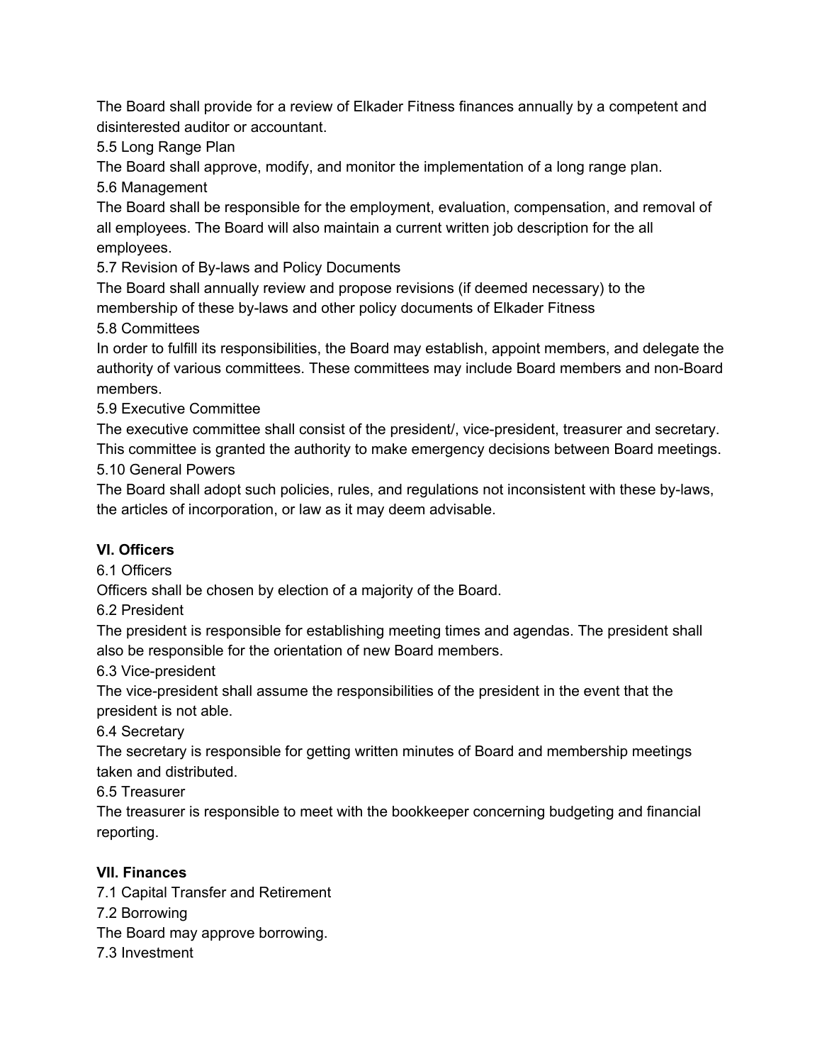The Board shall provide for a review of Elkader Fitness finances annually by a competent and disinterested auditor or accountant.

5.5 Long Range Plan

The Board shall approve, modify, and monitor the implementation of a long range plan.

5.6 Management

The Board shall be responsible for the employment, evaluation, compensation, and removal of all employees. The Board will also maintain a current written job description for the all employees.

5.7 Revision of By-laws and Policy Documents

The Board shall annually review and propose revisions (if deemed necessary) to the membership of these by-laws and other policy documents of Elkader Fitness

5.8 Committees

In order to fulfill its responsibilities, the Board may establish, appoint members, and delegate the authority of various committees. These committees may include Board members and non-Board members.

5.9 Executive Committee

The executive committee shall consist of the president/, vice-president, treasurer and secretary. This committee is granted the authority to make emergency decisions between Board meetings.

5.10 General Powers

The Board shall adopt such policies, rules, and regulations not inconsistent with these by-laws, the articles of incorporation, or law as it may deem advisable.

## VI. Officers

6.1 Officers

Officers shall be chosen by election of a majority of the Board.

6.2 President

The president is responsible for establishing meeting times and agendas. The president shall also be responsible for the orientation of new Board members.

6.3 Vice-president

The vice-president shall assume the responsibilities of the president in the event that the president is not able.

6.4 Secretary

The secretary is responsible for getting written minutes of Board and membership meetings taken and distributed.

6.5 Treasurer

The treasurer is responsible to meet with the bookkeeper concerning budgeting and financial reporting.

## VII. Finances

7.1 Capital Transfer and Retirement

7.2 Borrowing

The Board may approve borrowing.

7.3 Investment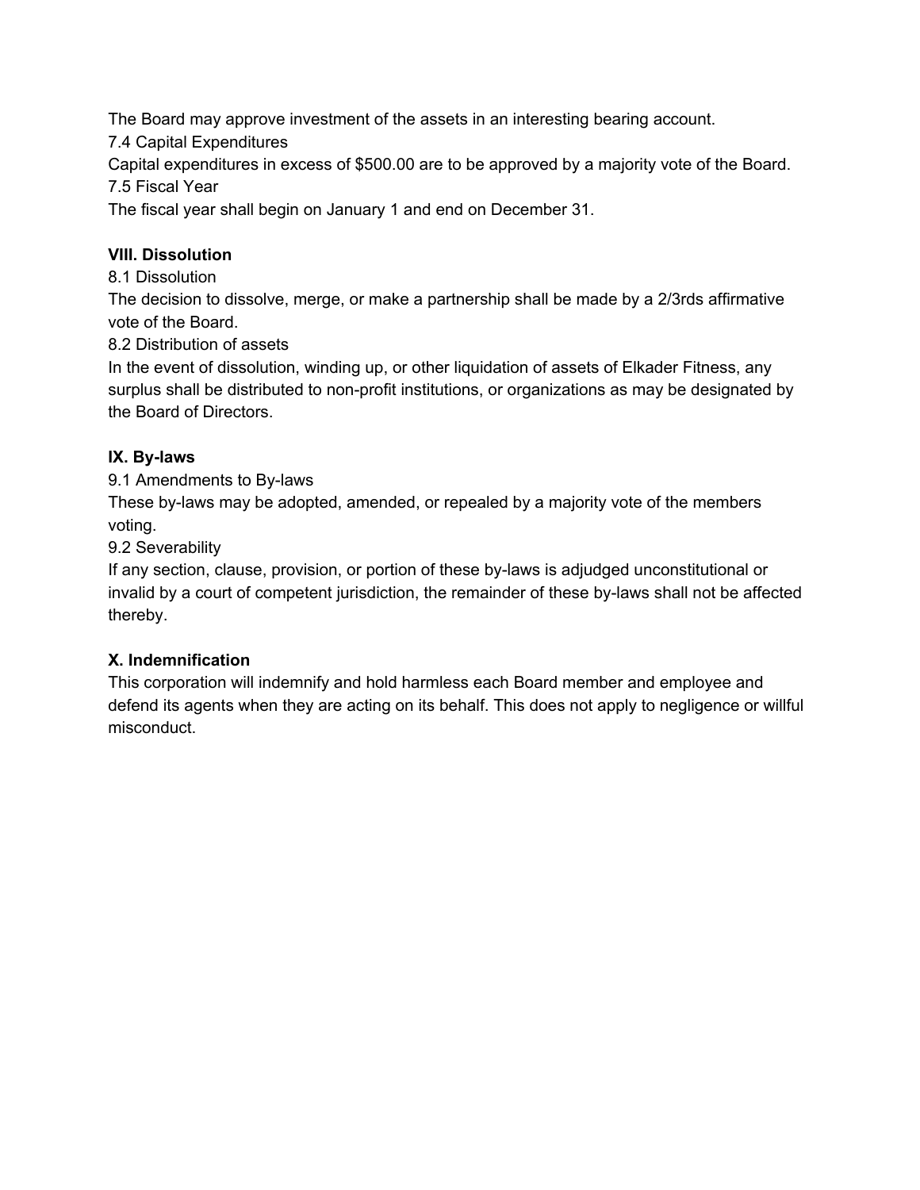The Board may approve investment of the assets in an interesting bearing account.

7.4 Capital Expenditures

Capital expenditures in excess of $500.00 are to be approved by a majority vote of the Board.

7.5 Fiscal Year

The fiscal year shall begin on January 1 and end on December 31.

## VIII. Dissolution

8.1 Dissolution

The decision to dissolve, merge, or make a partnership shall be made by a 2/3rds affirmative vote of the Board.

8.2 Distribution of assets

In the event of dissolution, winding up, or other liquidation of assets of Elkader Fitness, any surplus shall be distributed to non-profit institutions, or organizations as may be designated by the Board of Directors.

## IX. By-laws

9.1 Amendments to By-laws

These by-laws may be adopted, amended, or repealed by a majority vote of the members voting.

9.2 Severability

If any section, clause, provision, or portion of these by-laws is adjudged unconstitutional or invalid by a court of competent jurisdiction, the remainder of these by-laws shall not be affected thereby.

## X. Indemnification

This corporation will indemnify and hold harmless each Board member and employee and defend its agents when they are acting on its behalf. This does not apply to negligence or willful misconduct.